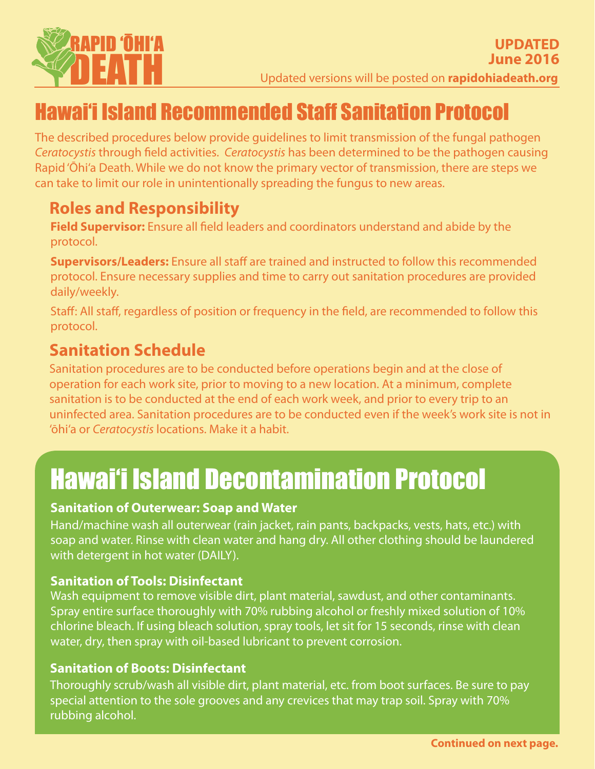RAPID ʻŌHIʻA DEATH

**UPDATED**
**June 2016**

Updated versions will be posted on **rapidohiadeath.org**

# Hawaiʻi Island Recommended Staff Sanitation Protocol

The described procedures below provide guidelines to limit transmission of the fungal pathogen *Ceratocystis* through field activities. *Ceratocystis* has been determined to be the pathogen causing Rapid ʻŌhiʻa Death. While we do not know the primary vector of transmission, there are steps we can take to limit our role in unintentionally spreading the fungus to new areas.

## Roles and Responsibility

**Field Supervisor:** Ensure all field leaders and coordinators understand and abide by the protocol.

**Supervisors/Leaders:** Ensure all staff are trained and instructed to follow this recommended protocol. Ensure necessary supplies and time to carry out sanitation procedures are provided daily/weekly.

Staff: All staff, regardless of position or frequency in the field, are recommended to follow this protocol.

## Sanitation Schedule

Sanitation procedures are to be conducted before operations begin and at the close of operation for each work site, prior to moving to a new location. At a minimum, complete sanitation is to be conducted at the end of each work week, and prior to every trip to an uninfected area. Sanitation procedures are to be conducted even if the week's work site is not in ʻōhiʻa or *Ceratocystis* locations. Make it a habit.

# Hawaiʻi Island Decontamination Protocol

### Sanitation of Outerwear: Soap and Water

Hand/machine wash all outerwear (rain jacket, rain pants, backpacks, vests, hats, etc.) with soap and water. Rinse with clean water and hang dry. All other clothing should be laundered with detergent in hot water (DAILY).

### Sanitation of Tools: Disinfectant

Wash equipment to remove visible dirt, plant material, sawdust, and other contaminants. Spray entire surface thoroughly with 70% rubbing alcohol or freshly mixed solution of 10% chlorine bleach. If using bleach solution, spray tools, let sit for 15 seconds, rinse with clean water, dry, then spray with oil-based lubricant to prevent corrosion.

### Sanitation of Boots: Disinfectant

Thoroughly scrub/wash all visible dirt, plant material, etc. from boot surfaces. Be sure to pay special attention to the sole grooves and any crevices that may trap soil. Spray with 70% rubbing alcohol.

**Continued on next page.**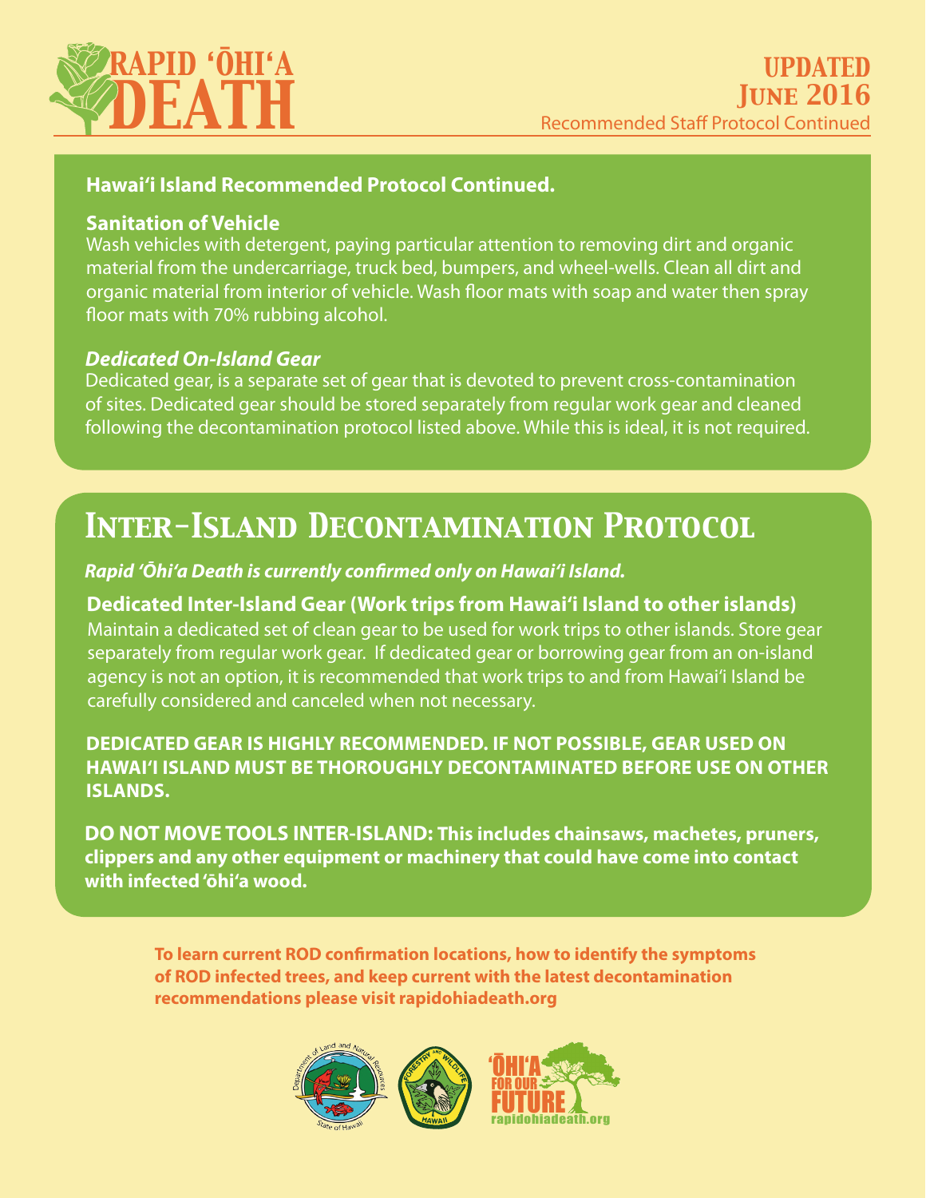**Hawai'i Island Recommended Protocol Continued.**

**Sanitation of Vehicle**

Wash vehicles with detergent, paying particular attention to removing dirt and organic material from the undercarriage, truck bed, bumpers, and wheel-wells. Clean all dirt and organic material from interior of vehicle. Wash floor mats with soap and water then spray floor mats with 70% rubbing alcohol.

***Dedicated On-Island Gear***

Dedicated gear, is a separate set of gear that is devoted to prevent cross-contamination of sites. Dedicated gear should be stored separately from regular work gear and cleaned following the decontamination protocol listed above. While this is ideal, it is not required.

## Inter-Island Decontamination Protocol

***Rapid 'Ōhi'a Death is currently confirmed only on Hawai'i Island.***

**Dedicated Inter-Island Gear (Work trips from Hawai'i Island to other islands)**

Maintain a dedicated set of clean gear to be used for work trips to other islands. Store gear separately from regular work gear. If dedicated gear or borrowing gear from an on-island agency is not an option, it is recommended that work trips to and from Hawai'i Island be carefully considered and canceled when not necessary.

**DEDICATED GEAR IS HIGHLY RECOMMENDED. IF NOT POSSIBLE, GEAR USED ON HAWAI'I ISLAND MUST BE THOROUGHLY DECONTAMINATED BEFORE USE ON OTHER ISLANDS.**

**DO NOT MOVE TOOLS INTER-ISLAND: This includes chainsaws, machetes, pruners, clippers and any other equipment or machinery that could have come into contact with infected 'ōhi'a wood.**

**To learn current ROD confirmation locations, how to identify the symptoms of ROD infected trees, and keep current with the latest decontamination recommendations please visit rapidohiadeath.org**